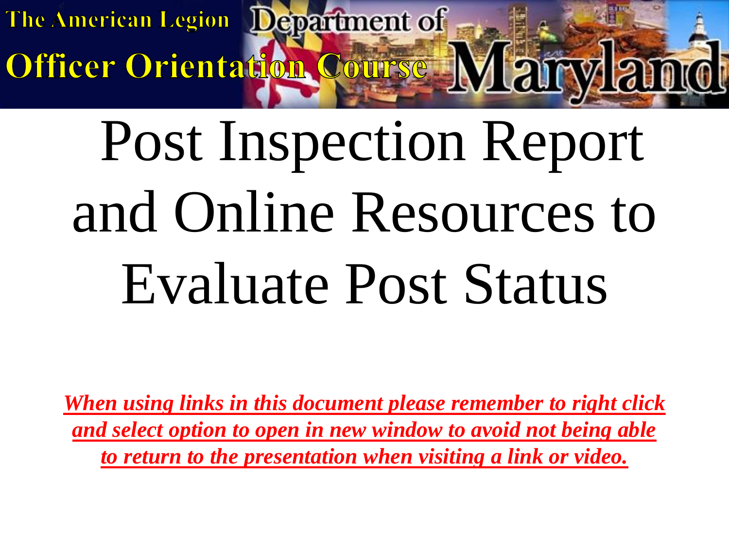The American Legion Department of Maryland

**Officer Orientation Course**

# Post Inspection Report and Online Resources to Evaluate Post Status

***When using links in this document please remember to right click and select option to open in new window to avoid not being able to return to the presentation when visiting a link or video.***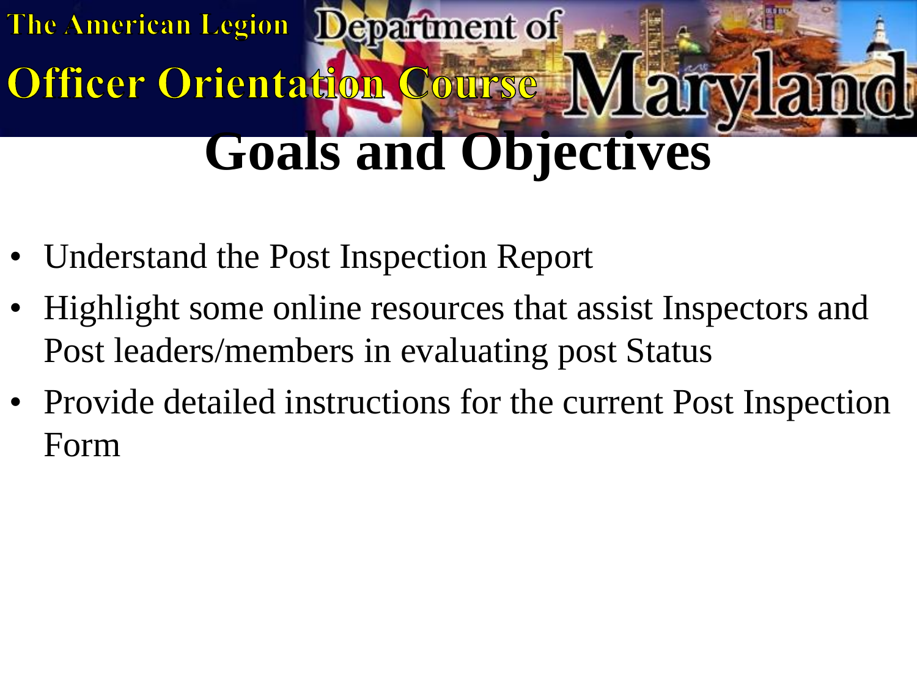# Goals and Objectives

- Understand the Post Inspection Report
- Highlight some online resources that assist Inspectors and Post leaders/members in evaluating post Status
- Provide detailed instructions for the current Post Inspection Form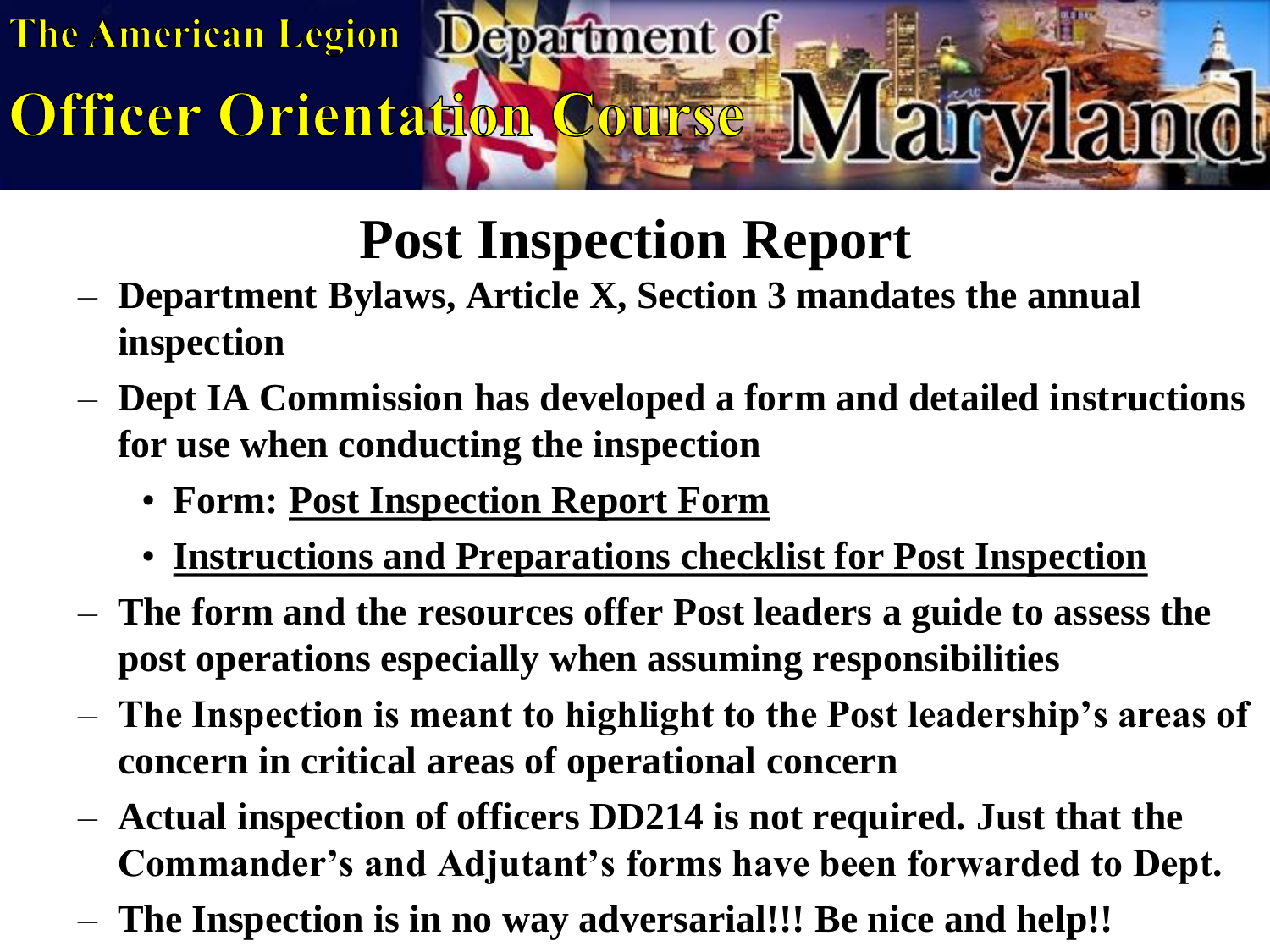# Post Inspection Report

- **Department Bylaws, Article X, Section 3 mandates the annual inspection**
- **Dept IA Commission has developed a form and detailed instructions for use when conducting the inspection**
  - **Form: Post Inspection Report Form**
  - **Instructions and Preparations checklist for Post Inspection**
- **The form and the resources offer Post leaders a guide to assess the post operations especially when assuming responsibilities**
- **The Inspection is meant to highlight to the Post leadership's areas of concern in critical areas of operational concern**
- **Actual inspection of officers DD214 is not required. Just that the Commander's and Adjutant's forms have been forwarded to Dept.**
- **The Inspection is in no way adversarial!!! Be nice and help!!**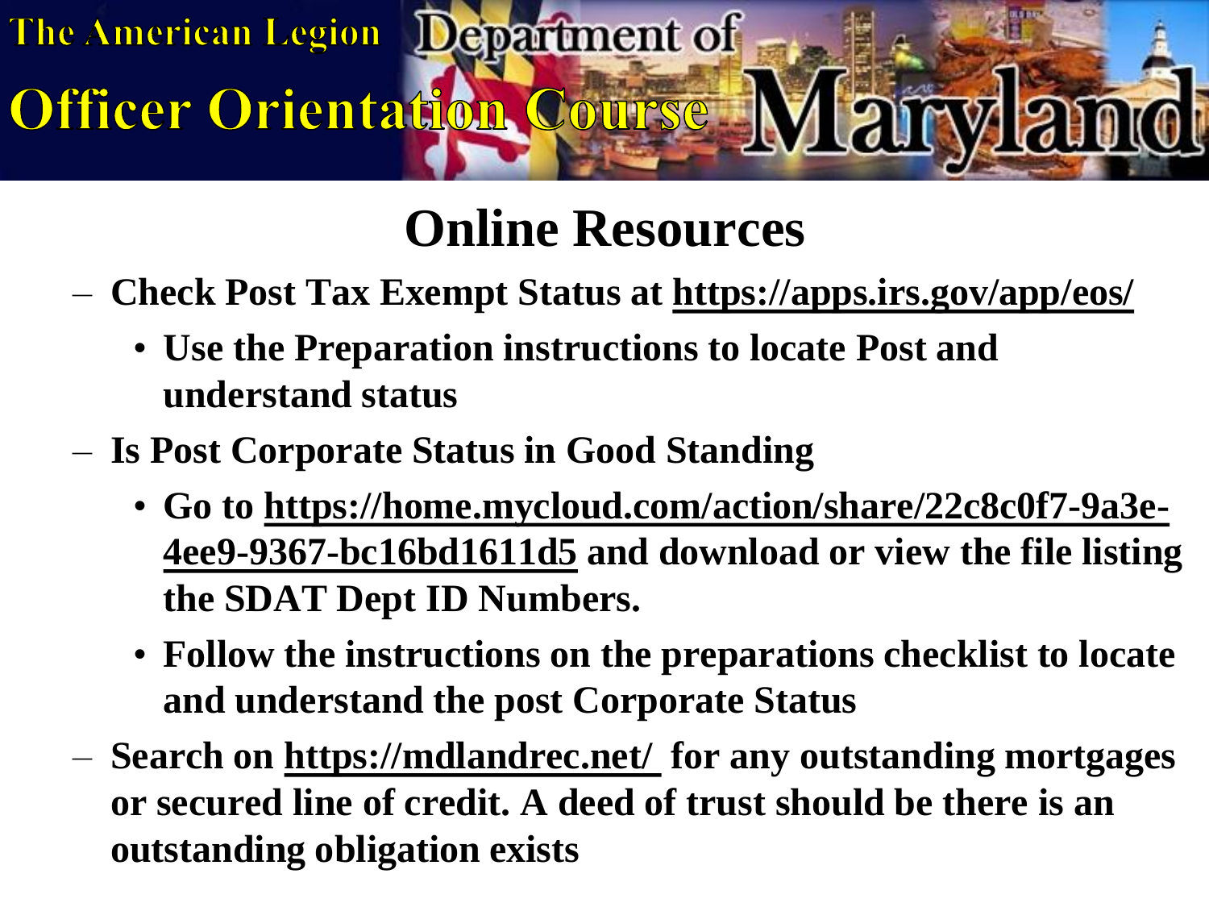The American Legion Department of Maryland

Officer Orientation Course

# Online Resources

- **Check Post Tax Exempt Status at https://apps.irs.gov/app/eos/**
  - **Use the Preparation instructions to locate Post and understand status**
- **Is Post Corporate Status in Good Standing**
  - **Go to https://home.mycloud.com/action/share/22c8c0f7-9a3e-4ee9-9367-bc16bd1611d5 and download or view the file listing the SDAT Dept ID Numbers.**
  - **Follow the instructions on the preparations checklist to locate and understand the post Corporate Status**
- **Search on https://mdlandrec.net/ for any outstanding mortgages or secured line of credit. A deed of trust should be there is an outstanding obligation exists**